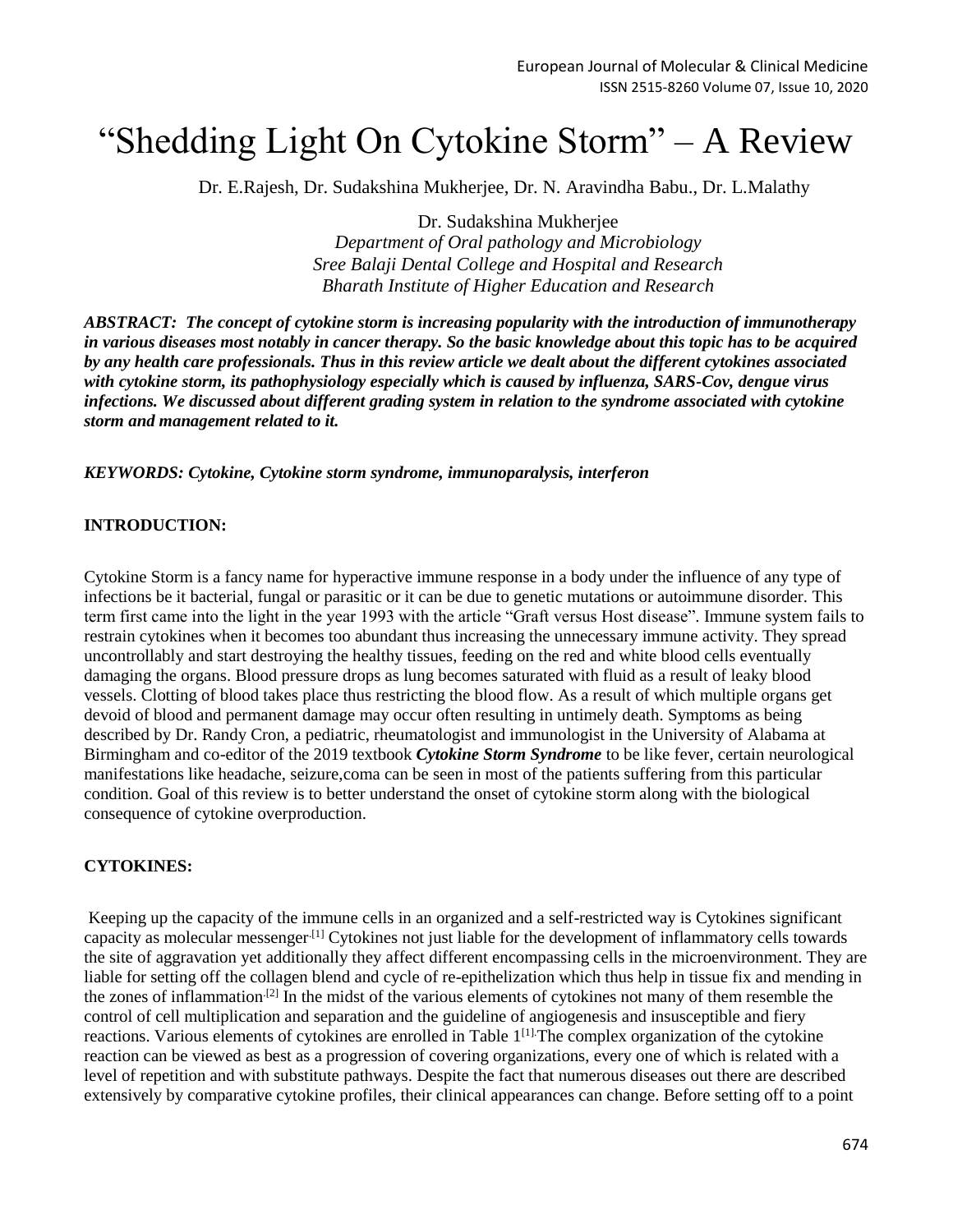# "Shedding Light On Cytokine Storm" – A Review

Dr. E.Rajesh, Dr. Sudakshina Mukherjee, Dr. N. Aravindha Babu., Dr. L.Malathy

Dr. Sudakshina Mukherjee
*Department of Oral pathology and Microbiology*
*Sree Balaji Dental College and Hospital and Research*
*Bharath Institute of Higher Education and Research*

***ABSTRACT: The concept of cytokine storm is increasing popularity with the introduction of immunotherapy in various diseases most notably in cancer therapy. So the basic knowledge about this topic has to be acquired by any health care professionals. Thus in this review article we dealt about the different cytokines associated with cytokine storm, its pathophysiology especially which is caused by influenza, SARS-Cov, dengue virus infections. We discussed about different grading system in relation to the syndrome associated with cytokine storm and management related to it.***

***KEYWORDS: Cytokine, Cytokine storm syndrome, immunoparalysis, interferon***

## INTRODUCTION:

Cytokine Storm is a fancy name for hyperactive immune response in a body under the influence of any type of infections be it bacterial, fungal or parasitic or it can be due to genetic mutations or autoimmune disorder. This term first came into the light in the year 1993 with the article "Graft versus Host disease". Immune system fails to restrain cytokines when it becomes too abundant thus increasing the unnecessary immune activity. They spread uncontrollably and start destroying the healthy tissues, feeding on the red and white blood cells eventually damaging the organs. Blood pressure drops as lung becomes saturated with fluid as a result of leaky blood vessels. Clotting of blood takes place thus restricting the blood flow. As a result of which multiple organs get devoid of blood and permanent damage may occur often resulting in untimely death. Symptoms as being described by Dr. Randy Cron, a pediatric, rheumatologist and immunologist in the University of Alabama at Birmingham and co-editor of the 2019 textbook ***Cytokine Storm Syndrome*** to be like fever, certain neurological manifestations like headache, seizure,coma can be seen in most of the patients suffering from this particular condition. Goal of this review is to better understand the onset of cytokine storm along with the biological consequence of cytokine overproduction.

## CYTOKINES:

Keeping up the capacity of the immune cells in an organized and a self-restricted way is Cytokines significant capacity as molecular messenger.[1] Cytokines not just liable for the development of inflammatory cells towards the site of aggravation yet additionally they affect different encompassing cells in the microenvironment. They are liable for setting off the collagen blend and cycle of re-epithelization which thus help in tissue fix and mending in the zones of inflammation.[2] In the midst of the various elements of cytokines not many of them resemble the control of cell multiplication and separation and the guideline of angiogenesis and insusceptible and fiery reactions. Various elements of cytokines are enrolled in Table 1[1].The complex organization of the cytokine reaction can be viewed as best as a progression of covering organizations, every one of which is related with a level of repetition and with substitute pathways. Despite the fact that numerous diseases out there are described extensively by comparative cytokine profiles, their clinical appearances can change. Before setting off to a point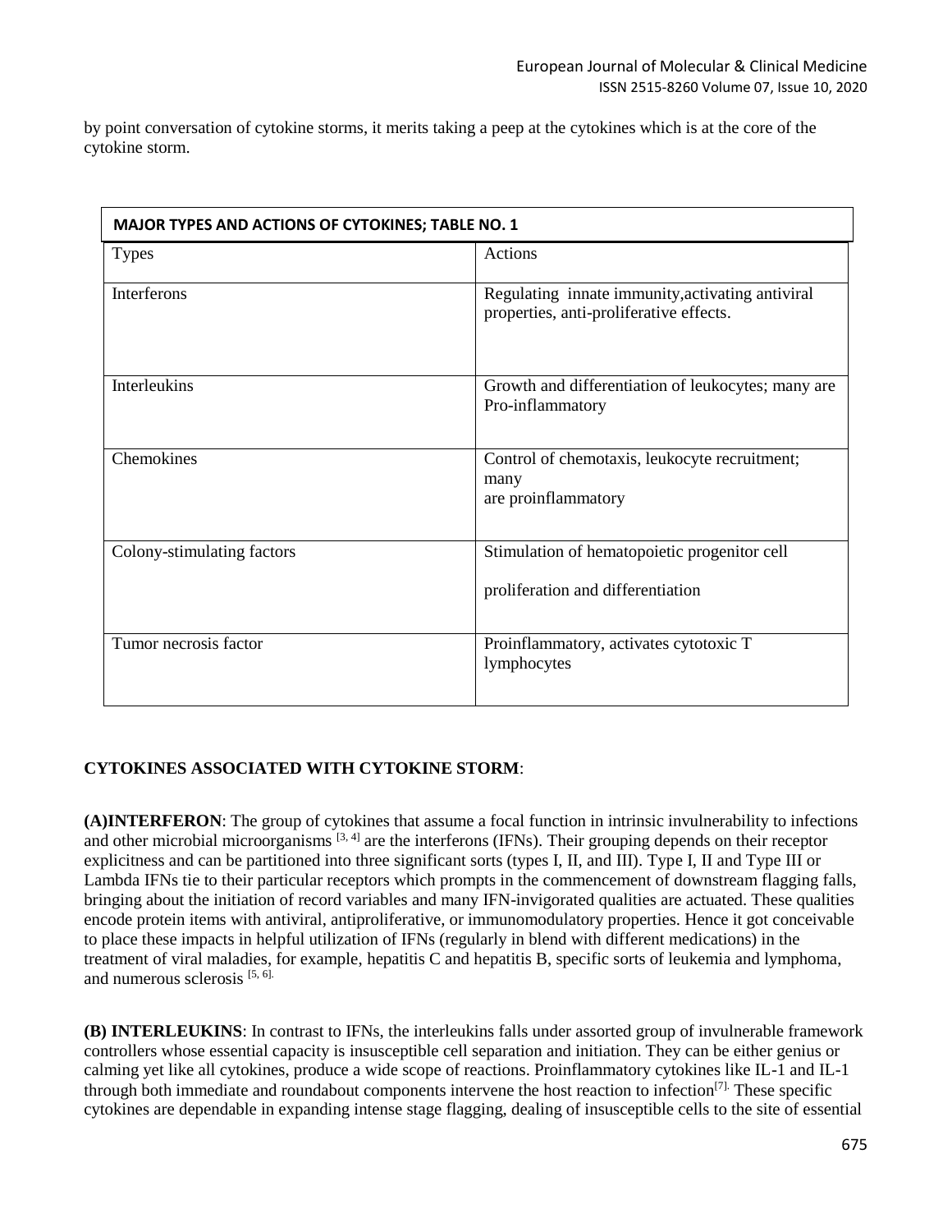by point conversation of cytokine storms, it merits taking a peep at the cytokines which is at the core of the cytokine storm.

| MAJOR TYPES AND ACTIONS OF CYTOKINES; TABLE NO. 1 | |
|---|---|
| Types | Actions |
| Interferons | Regulating innate immunity,activating antiviral properties, anti-proliferative effects. |
| Interleukins | Growth and differentiation of leukocytes; many are Pro-inflammatory |
| Chemokines | Control of chemotaxis, leukocyte recruitment; many are proinflammatory |
| Colony-stimulating factors | Stimulation of hematopoietic progenitor cell proliferation and differentiation |
| Tumor necrosis factor | Proinflammatory, activates cytotoxic T lymphocytes |

**CYTOKINES ASSOCIATED WITH CYTOKINE STORM**:

**(A)INTERFERON**: The group of cytokines that assume a focal function in intrinsic invulnerability to infections and other microbial microorganisms [3, 4] are the interferons (IFNs). Their grouping depends on their receptor explicitness and can be partitioned into three significant sorts (types I, II, and III). Type I, II and Type III or Lambda IFNs tie to their particular receptors which prompts in the commencement of downstream flagging falls, bringing about the initiation of record variables and many IFN-invigorated qualities are actuated. These qualities encode protein items with antiviral, antiproliferative, or immunomodulatory properties. Hence it got conceivable to place these impacts in helpful utilization of IFNs (regularly in blend with different medications) in the treatment of viral maladies, for example, hepatitis C and hepatitis B, specific sorts of leukemia and lymphoma, and numerous sclerosis [5, 6].

**(B) INTERLEUKINS**: In contrast to IFNs, the interleukins falls under assorted group of invulnerable framework controllers whose essential capacity is insusceptible cell separation and initiation. They can be either genius or calming yet like all cytokines, produce a wide scope of reactions. Proinflammatory cytokines like IL-1 and IL-1 through both immediate and roundabout components intervene the host reaction to infection[7]. These specific cytokines are dependable in expanding intense stage flagging, dealing of insusceptible cells to the site of essential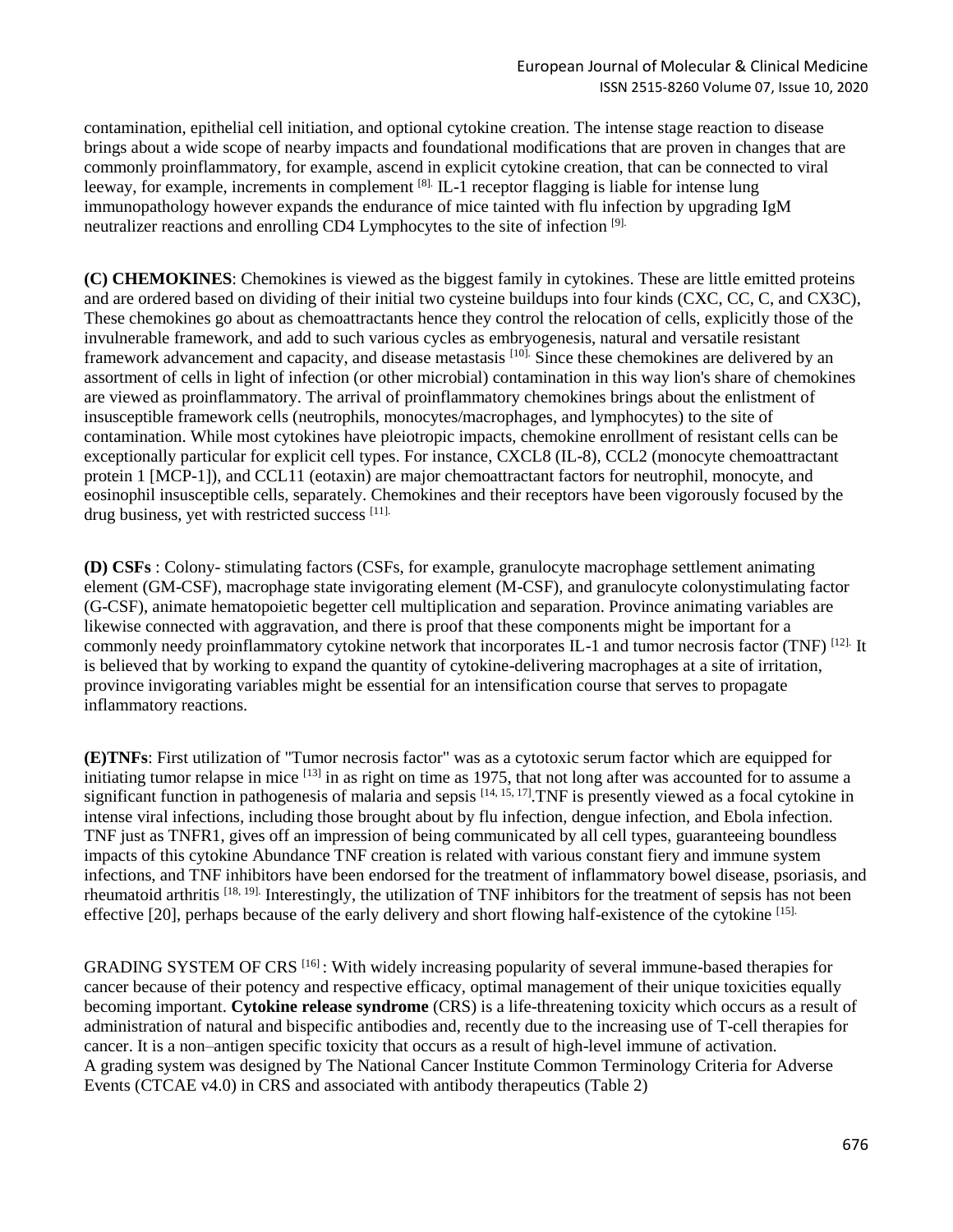contamination, epithelial cell initiation, and optional cytokine creation. The intense stage reaction to disease brings about a wide scope of nearby impacts and foundational modifications that are proven in changes that are commonly proinflammatory, for example, ascend in explicit cytokine creation, that can be connected to viral leeway, for example, increments in complement [8]. IL-1 receptor flagging is liable for intense lung immunopathology however expands the endurance of mice tainted with flu infection by upgrading IgM neutralizer reactions and enrolling CD4 Lymphocytes to the site of infection [9].

**(C) CHEMOKINES**: Chemokines is viewed as the biggest family in cytokines. These are little emitted proteins and are ordered based on dividing of their initial two cysteine buildups into four kinds (CXC, CC, C, and CX3C), These chemokines go about as chemoattractants hence they control the relocation of cells, explicitly those of the invulnerable framework, and add to such various cycles as embryogenesis, natural and versatile resistant framework advancement and capacity, and disease metastasis [10]. Since these chemokines are delivered by an assortment of cells in light of infection (or other microbial) contamination in this way lion's share of chemokines are viewed as proinflammatory. The arrival of proinflammatory chemokines brings about the enlistment of insusceptible framework cells (neutrophils, monocytes/macrophages, and lymphocytes) to the site of contamination. While most cytokines have pleiotropic impacts, chemokine enrollment of resistant cells can be exceptionally particular for explicit cell types. For instance, CXCL8 (IL-8), CCL2 (monocyte chemoattractant protein 1 [MCP-1]), and CCL11 (eotaxin) are major chemoattractant factors for neutrophil, monocyte, and eosinophil insusceptible cells, separately. Chemokines and their receptors have been vigorously focused by the drug business, yet with restricted success [11].

**(D) CSFs** : Colony- stimulating factors (CSFs, for example, granulocyte macrophage settlement animating element (GM-CSF), macrophage state invigorating element (M-CSF), and granulocyte colonystimulating factor (G-CSF), animate hematopoietic begetter cell multiplication and separation. Province animating variables are likewise connected with aggravation, and there is proof that these components might be important for a commonly needy proinflammatory cytokine network that incorporates IL-1 and tumor necrosis factor (TNF) [12]. It is believed that by working to expand the quantity of cytokine-delivering macrophages at a site of irritation, province invigorating variables might be essential for an intensification course that serves to propagate inflammatory reactions.

**(E)TNFs**: First utilization of "Tumor necrosis factor" was as a cytotoxic serum factor which are equipped for initiating tumor relapse in mice [13] in as right on time as 1975, that not long after was accounted for to assume a significant function in pathogenesis of malaria and sepsis [14, 15, 17].TNF is presently viewed as a focal cytokine in intense viral infections, including those brought about by flu infection, dengue infection, and Ebola infection. TNF just as TNFR1, gives off an impression of being communicated by all cell types, guaranteeing boundless impacts of this cytokine Abundance TNF creation is related with various constant fiery and immune system infections, and TNF inhibitors have been endorsed for the treatment of inflammatory bowel disease, psoriasis, and rheumatoid arthritis [18, 19]. Interestingly, the utilization of TNF inhibitors for the treatment of sepsis has not been effective [20], perhaps because of the early delivery and short flowing half-existence of the cytokine [15].

GRADING SYSTEM OF CRS [16] : With widely increasing popularity of several immune-based therapies for cancer because of their potency and respective efficacy, optimal management of their unique toxicities equally becoming important. **Cytokine release syndrome** (CRS) is a life-threatening toxicity which occurs as a result of administration of natural and bispecific antibodies and, recently due to the increasing use of T-cell therapies for cancer. It is a non–antigen specific toxicity that occurs as a result of high-level immune of activation.
A grading system was designed by The National Cancer Institute Common Terminology Criteria for Adverse Events (CTCAE v4.0) in CRS and associated with antibody therapeutics (Table 2)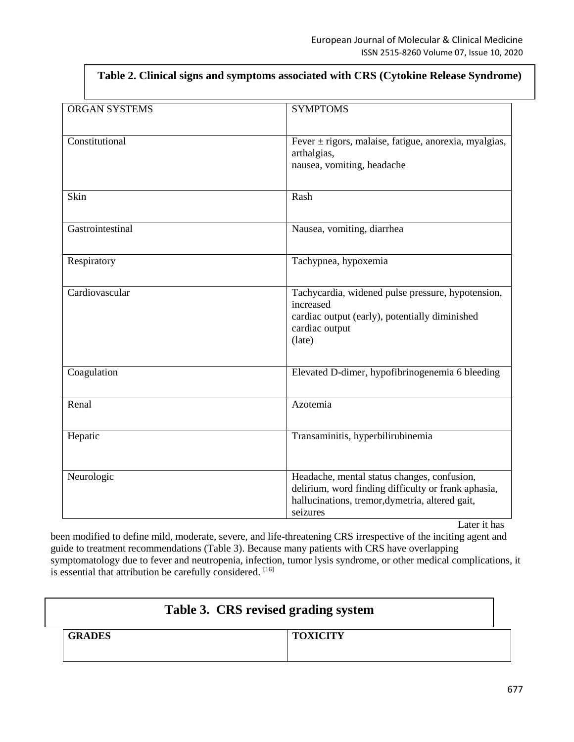**Table 2. Clinical signs and symptoms associated with CRS (Cytokine Release Syndrome)**

| ORGAN SYSTEMS | SYMPTOMS |
|---|---|
| Constitutional | Fever ± rigors, malaise, fatigue, anorexia, myalgias, arthalgias, nausea, vomiting, headache |
| Skin | Rash |
| Gastrointestinal | Nausea, vomiting, diarrhea |
| Respiratory | Tachypnea, hypoxemia |
| Cardiovascular | Tachycardia, widened pulse pressure, hypotension, increased cardiac output (early), potentially diminished cardiac output (late) |
| Coagulation | Elevated D-dimer, hypofibrinogenemia 6 bleeding |
| Renal | Azotemia |
| Hepatic | Transaminitis, hyperbilirubinemia |
| Neurologic | Headache, mental status changes, confusion, delirium, word finding difficulty or frank aphasia, hallucinations, tremor,dymetria, altered gait, seizures |

Later it has been modified to define mild, moderate, severe, and life-threatening CRS irrespective of the inciting agent and guide to treatment recommendations (Table 3). Because many patients with CRS have overlapping symptomatology due to fever and neutropenia, infection, tumor lysis syndrome, or other medical complications, it is essential that attribution be carefully considered. [16]

**Table 3. CRS revised grading system**

| GRADES | TOXICITY |
|---|---|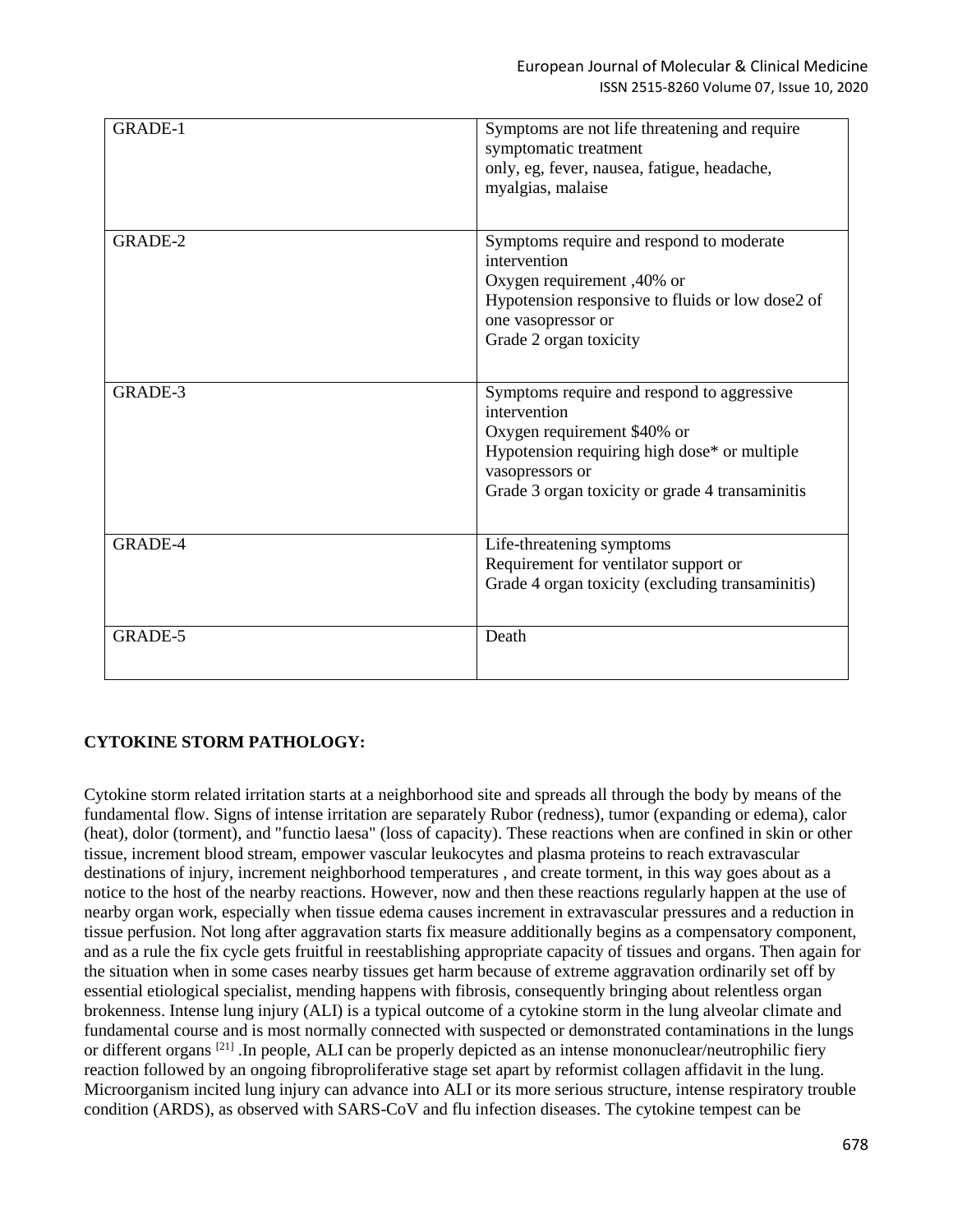| GRADE-1 | Symptoms are not life threatening and require symptomatic treatment<br>only, eg, fever, nausea, fatigue, headache, myalgias, malaise |
|---|---|
| GRADE-2 | Symptoms require and respond to moderate intervention<br>Oxygen requirement ,40% or<br>Hypotension responsive to fluids or low dose2 of one vasopressor or<br>Grade 2 organ toxicity |
| GRADE-3 | Symptoms require and respond to aggressive intervention<br>Oxygen requirement $40% or<br>Hypotension requiring high dose* or multiple vasopressors or<br>Grade 3 organ toxicity or grade 4 transaminitis |
| GRADE-4 | Life-threatening symptoms<br>Requirement for ventilator support or<br>Grade 4 organ toxicity (excluding transaminitis) |
| GRADE-5 | Death |

**CYTOKINE STORM PATHOLOGY:**

Cytokine storm related irritation starts at a neighborhood site and spreads all through the body by means of the fundamental flow. Signs of intense irritation are separately Rubor (redness), tumor (expanding or edema), calor (heat), dolor (torment), and "functio laesa" (loss of capacity). These reactions when are confined in skin or other tissue, increment blood stream, empower vascular leukocytes and plasma proteins to reach extravascular destinations of injury, increment neighborhood temperatures , and create torment, in this way goes about as a notice to the host of the nearby reactions. However, now and then these reactions regularly happen at the use of nearby organ work, especially when tissue edema causes increment in extravascular pressures and a reduction in tissue perfusion. Not long after aggravation starts fix measure additionally begins as a compensatory component, and as a rule the fix cycle gets fruitful in reestablishing appropriate capacity of tissues and organs. Then again for the situation when in some cases nearby tissues get harm because of extreme aggravation ordinarily set off by essential etiological specialist, mending happens with fibrosis, consequently bringing about relentless organ brokenness. Intense lung injury (ALI) is a typical outcome of a cytokine storm in the lung alveolar climate and fundamental course and is most normally connected with suspected or demonstrated contaminations in the lungs or different organs [21] .In people, ALI can be properly depicted as an intense mononuclear/neutrophilic fiery reaction followed by an ongoing fibroproliferative stage set apart by reformist collagen affidavit in the lung. Microorganism incited lung injury can advance into ALI or its more serious structure, intense respiratory trouble condition (ARDS), as observed with SARS-CoV and flu infection diseases. The cytokine tempest can be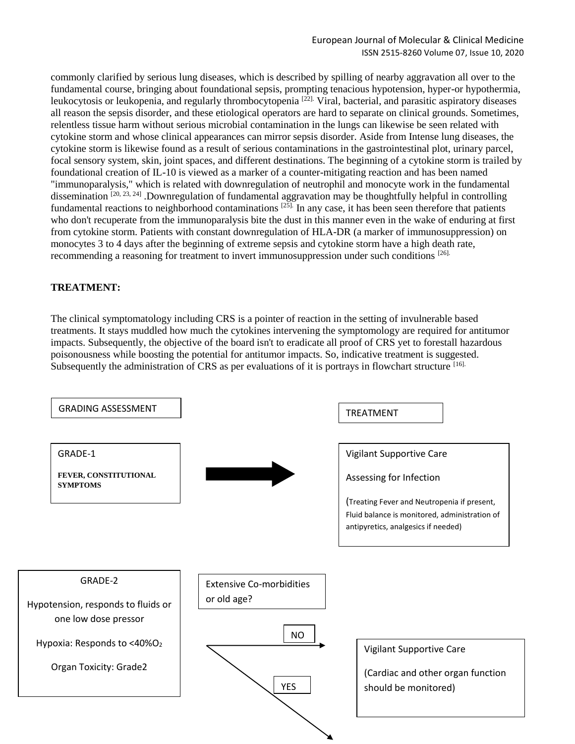commonly clarified by serious lung diseases, which is described by spilling of nearby aggravation all over to the fundamental course, bringing about foundational sepsis, prompting tenacious hypotension, hyper-or hypothermia, leukocytosis or leukopenia, and regularly thrombocytopenia [22]. Viral, bacterial, and parasitic aspiratory diseases all reason the sepsis disorder, and these etiological operators are hard to separate on clinical grounds. Sometimes, relentless tissue harm without serious microbial contamination in the lungs can likewise be seen related with cytokine storm and whose clinical appearances can mirror sepsis disorder. Aside from Intense lung diseases, the cytokine storm is likewise found as a result of serious contaminations in the gastrointestinal plot, urinary parcel, focal sensory system, skin, joint spaces, and different destinations. The beginning of a cytokine storm is trailed by foundational creation of IL-10 is viewed as a marker of a counter-mitigating reaction and has been named "immunoparalysis," which is related with downregulation of neutrophil and monocyte work in the fundamental dissemination [20, 23, 24] .Downregulation of fundamental aggravation may be thoughtfully helpful in controlling fundamental reactions to neighborhood contaminations [25]. In any case, it has been seen therefore that patients who don't recuperate from the immunoparalysis bite the dust in this manner even in the wake of enduring at first from cytokine storm. Patients with constant downregulation of HLA-DR (a marker of immunosuppression) on monocytes 3 to 4 days after the beginning of extreme sepsis and cytokine storm have a high death rate, recommending a reasoning for treatment to invert immunosuppression under such conditions [26].

## TREATMENT:

The clinical symptomatology including CRS is a pointer of reaction in the setting of invulnerable based treatments. It stays muddled how much the cytokines intervening the symptomology are required for antitumor impacts. Subsequently, the objective of the board isn't to eradicate all proof of CRS yet to forestall hazardous poisonousness while boosting the potential for antitumor impacts. So, indicative treatment is suggested. Subsequently the administration of CRS as per evaluations of it is portrays in flowchart structure [16].

GRADING ASSESSMENT

TREATMENT

GRADE-1

**FEVER, CONSTITUTIONAL SYMPTOMS**

→ Vigilant Supportive Care

Assessing for Infection

(Treating Fever and Neutropenia if present, Fluid balance is monitored, administration of antipyretics, analgesics if needed)

GRADE-2

Hypotension, responds to fluids or one low dose pressor

Hypoxia: Responds to <40%$O_2$

Organ Toxicity: Grade2

Extensive Co-morbidities or old age?

NO → Vigilant Supportive Care

(Cardiac and other organ function should be monitored)

YES →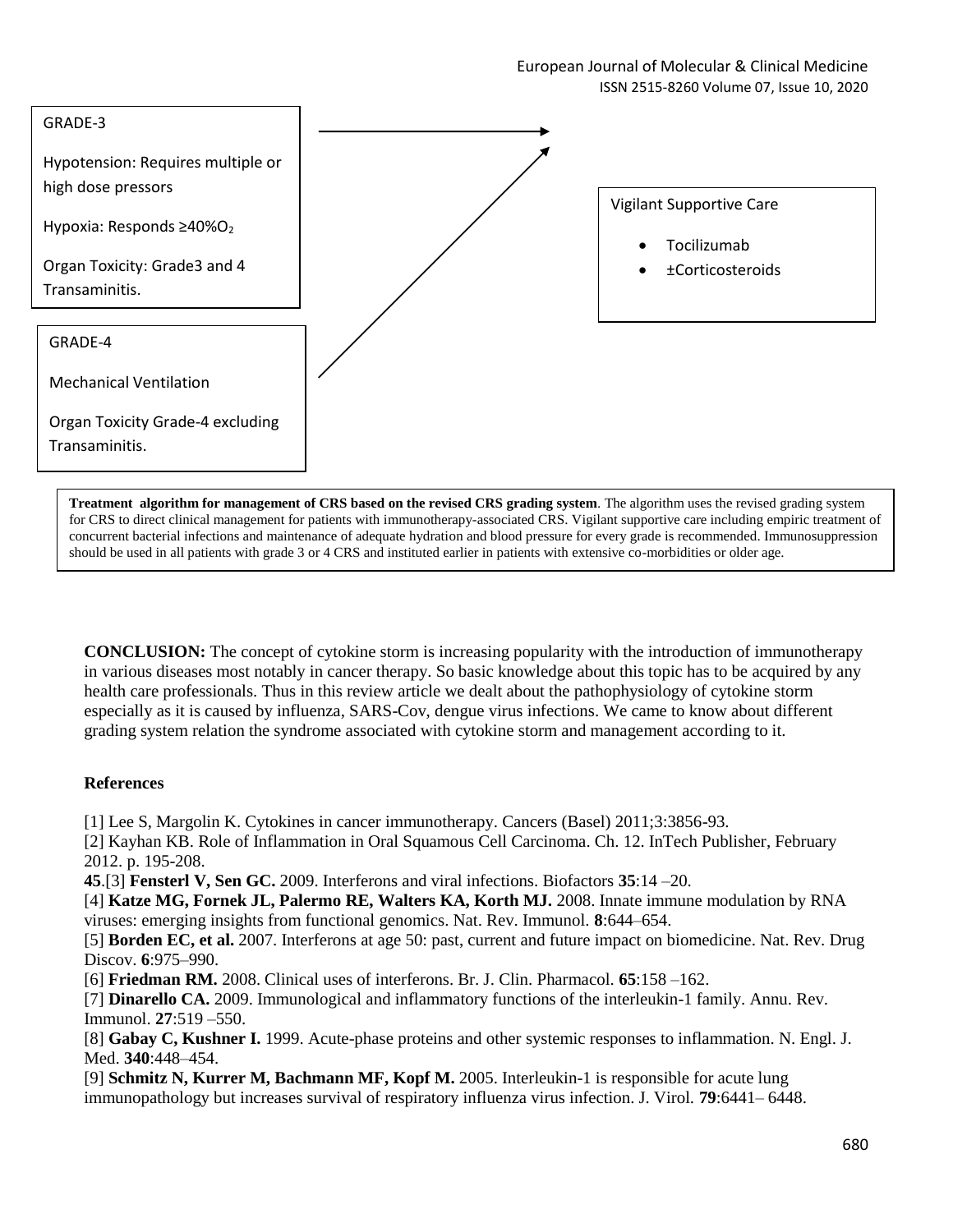GRADE-3

Hypotension: Requires multiple or high dose pressors

Hypoxia: Responds ≥40%$O_2$

Organ Toxicity: Grade3 and 4 Transaminitis.

GRADE-4

Mechanical Ventilation

Organ Toxicity Grade-4 excluding Transaminitis.

Vigilant Supportive Care

- Tocilizumab
- ±Corticosteroids

**Treatment algorithm for management of CRS based on the revised CRS grading system**. The algorithm uses the revised grading system for CRS to direct clinical management for patients with immunotherapy-associated CRS. Vigilant supportive care including empiric treatment of concurrent bacterial infections and maintenance of adequate hydration and blood pressure for every grade is recommended. Immunosuppression should be used in all patients with grade 3 or 4 CRS and instituted earlier in patients with extensive co-morbidities or older age.

**CONCLUSION:** The concept of cytokine storm is increasing popularity with the introduction of immunotherapy in various diseases most notably in cancer therapy. So basic knowledge about this topic has to be acquired by any health care professionals. Thus in this review article we dealt about the pathophysiology of cytokine storm especially as it is caused by influenza, SARS-Cov, dengue virus infections. We came to know about different grading system relation the syndrome associated with cytokine storm and management according to it.

## References

[1] Lee S, Margolin K. Cytokines in cancer immunotherapy. Cancers (Basel) 2011;3:3856-93.

[2] Kayhan KB. Role of Inflammation in Oral Squamous Cell Carcinoma. Ch. 12. InTech Publisher, February 2012. p. 195-208.

**45**.[3] **Fensterl V, Sen GC.** 2009. Interferons and viral infections. Biofactors **35**:14 –20.

[4] **Katze MG, Fornek JL, Palermo RE, Walters KA, Korth MJ.** 2008. Innate immune modulation by RNA viruses: emerging insights from functional genomics. Nat. Rev. Immunol. **8**:644–654.

[5] **Borden EC, et al.** 2007. Interferons at age 50: past, current and future impact on biomedicine. Nat. Rev. Drug Discov. **6**:975–990.

[6] **Friedman RM.** 2008. Clinical uses of interferons. Br. J. Clin. Pharmacol. **65**:158 –162.

[7] **Dinarello CA.** 2009. Immunological and inflammatory functions of the interleukin-1 family. Annu. Rev. Immunol. **27**:519 –550.

[8] **Gabay C, Kushner I.** 1999. Acute-phase proteins and other systemic responses to inflammation. N. Engl. J. Med. **340**:448–454.

[9] **Schmitz N, Kurrer M, Bachmann MF, Kopf M.** 2005. Interleukin-1 is responsible for acute lung immunopathology but increases survival of respiratory influenza virus infection. J. Virol. **79**:6441– 6448.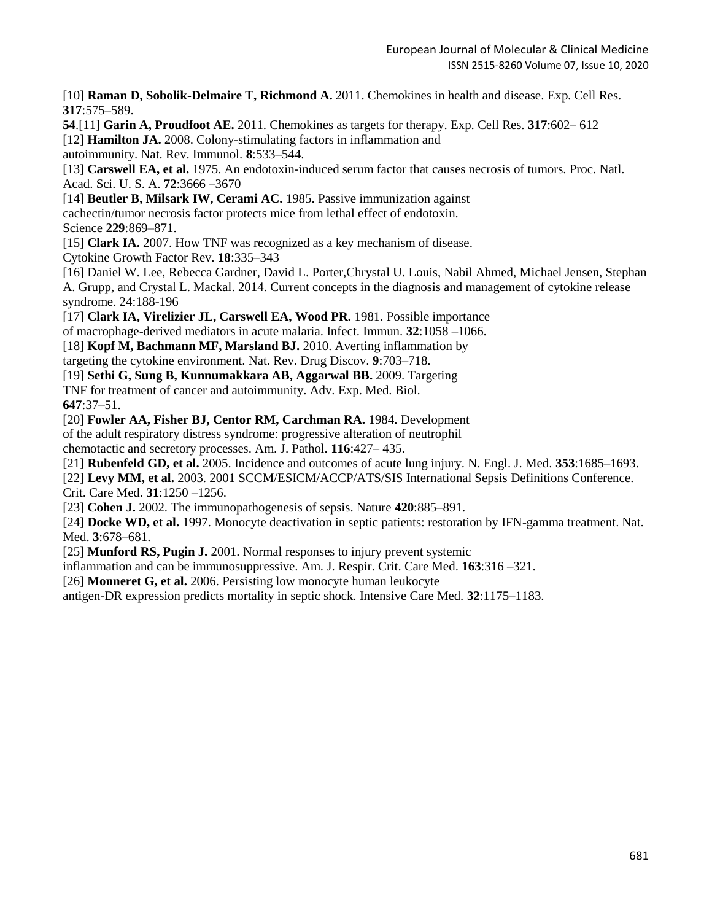[10] **Raman D, Sobolik-Delmaire T, Richmond A.** 2011. Chemokines in health and disease. Exp. Cell Res. **317**:575–589.

**54**.[11] **Garin A, Proudfoot AE.** 2011. Chemokines as targets for therapy. Exp. Cell Res. **317**:602– 612

[12] **Hamilton JA.** 2008. Colony-stimulating factors in inflammation and autoimmunity. Nat. Rev. Immunol. **8**:533–544.

[13] **Carswell EA, et al.** 1975. An endotoxin-induced serum factor that causes necrosis of tumors. Proc. Natl. Acad. Sci. U. S. A. **72**:3666 –3670

[14] **Beutler B, Milsark IW, Cerami AC.** 1985. Passive immunization against cachectin/tumor necrosis factor protects mice from lethal effect of endotoxin. Science **229**:869–871.

[15] **Clark IA.** 2007. How TNF was recognized as a key mechanism of disease. Cytokine Growth Factor Rev. **18**:335–343

[16] Daniel W. Lee, Rebecca Gardner, David L. Porter,Chrystal U. Louis, Nabil Ahmed, Michael Jensen, Stephan A. Grupp, and Crystal L. Mackal. 2014. Current concepts in the diagnosis and management of cytokine release syndrome. 24:188-196

[17] **Clark IA, Virelizier JL, Carswell EA, Wood PR.** 1981. Possible importance of macrophage-derived mediators in acute malaria. Infect. Immun. **32**:1058 –1066.

[18] **Kopf M, Bachmann MF, Marsland BJ.** 2010. Averting inflammation by targeting the cytokine environment. Nat. Rev. Drug Discov. **9**:703–718.

[19] **Sethi G, Sung B, Kunnumakkara AB, Aggarwal BB.** 2009. Targeting TNF for treatment of cancer and autoimmunity. Adv. Exp. Med. Biol. **647**:37–51.

[20] **Fowler AA, Fisher BJ, Centor RM, Carchman RA.** 1984. Development of the adult respiratory distress syndrome: progressive alteration of neutrophil chemotactic and secretory processes. Am. J. Pathol. **116**:427– 435.

[21] **Rubenfeld GD, et al.** 2005. Incidence and outcomes of acute lung injury. N. Engl. J. Med. **353**:1685–1693.

[22] **Levy MM, et al.** 2003. 2001 SCCM/ESICM/ACCP/ATS/SIS International Sepsis Definitions Conference. Crit. Care Med. **31**:1250 –1256.

[23] **Cohen J.** 2002. The immunopathogenesis of sepsis. Nature **420**:885–891.

[24] **Docke WD, et al.** 1997. Monocyte deactivation in septic patients: restoration by IFN-gamma treatment. Nat. Med. **3**:678–681.

[25] **Munford RS, Pugin J.** 2001. Normal responses to injury prevent systemic inflammation and can be immunosuppressive. Am. J. Respir. Crit. Care Med. **163**:316 –321.

[26] **Monneret G, et al.** 2006. Persisting low monocyte human leukocyte antigen-DR expression predicts mortality in septic shock. Intensive Care Med. **32**:1175–1183.